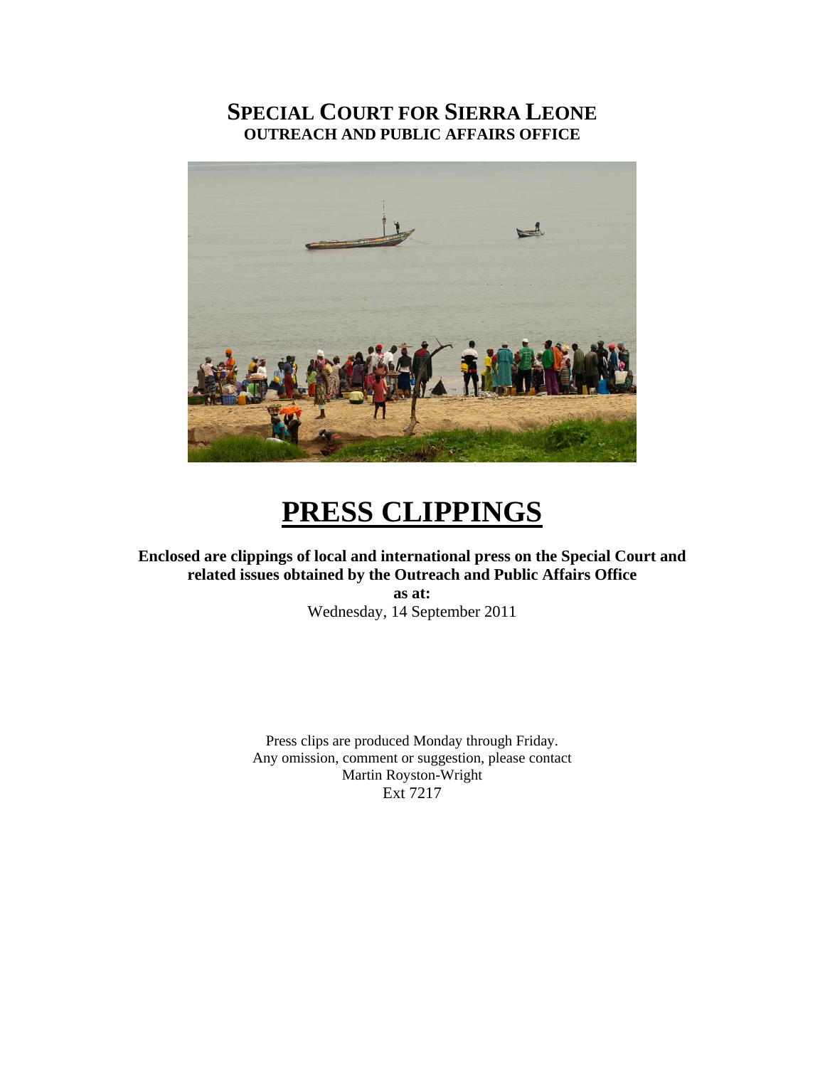# SPECIAL COURT FOR SIERRA LEONE
## OUTREACH AND PUBLIC AFFAIRS OFFICE

# PRESS CLIPPINGS

**Enclosed are clippings of local and international press on the Special Court and related issues obtained by the Outreach and Public Affairs Office**

**as at:**

Wednesday, 14 September 2011

Press clips are produced Monday through Friday.
Any omission, comment or suggestion, please contact
Martin Royston-Wright
Ext 7217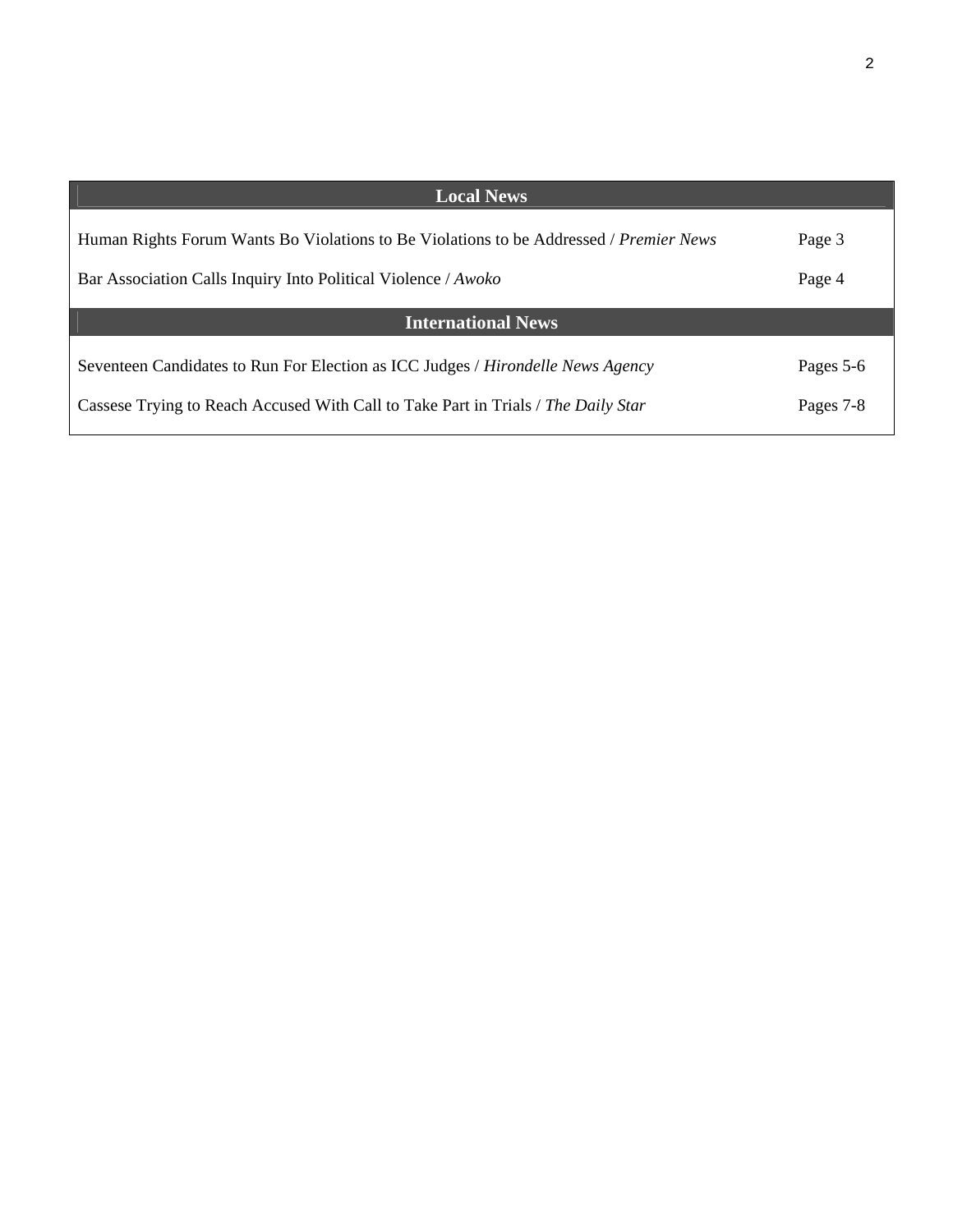| Local News | |
|---|---|
| Human Rights Forum Wants Bo Violations to Be Violations to be Addressed / *Premier News* | Page 3 |
| Bar Association Calls Inquiry Into Political Violence / *Awoko* | Page 4 |
| **International News** | |
| Seventeen Candidates to Run For Election as ICC Judges / *Hirondelle News Agency* | Pages 5-6 |
| Cassese Trying to Reach Accused With Call to Take Part in Trials / *The Daily Star* | Pages 7-8 |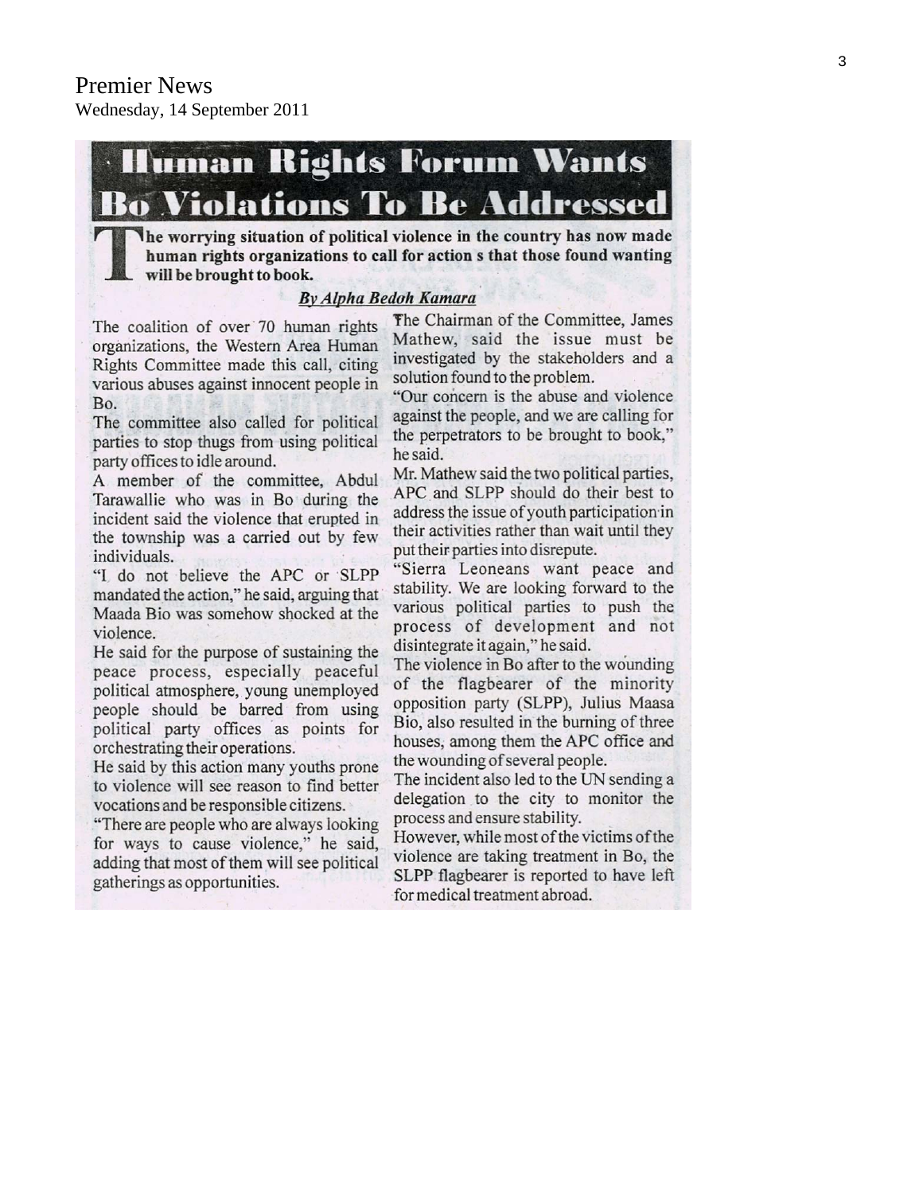Premier News
Wednesday, 14 September 2011

# Human Rights Forum Wants Bo Violations To Be Addressed

**The worrying situation of political violence in the country has now made human rights organizations to call for action s that those found wanting will be brought to book.**

***By Alpha Bedoh Kamara***

The coalition of over 70 human rights organizations, the Western Area Human Rights Committee made this call, citing various abuses against innocent people in Bo.

The committee also called for political parties to stop thugs from using political party offices to idle around.

A member of the committee, Abdul Tarawallie who was in Bo during the incident said the violence that erupted in the township was a carried out by few individuals.

"I do not believe the APC or SLPP mandated the action," he said, arguing that Maada Bio was somehow shocked at the violence.

He said for the purpose of sustaining the peace process, especially peaceful political atmosphere, young unemployed people should be barred from using political party offices as points for orchestrating their operations.

He said by this action many youths prone to violence will see reason to find better vocations and be responsible citizens.

"There are people who are always looking for ways to cause violence," he said, adding that most of them will see political gatherings as opportunities.

The Chairman of the Committee, James Mathew, said the issue must be investigated by the stakeholders and a solution found to the problem.

"Our concern is the abuse and violence against the people, and we are calling for the perpetrators to be brought to book," he said.

Mr. Mathew said the two political parties, APC and SLPP should do their best to address the issue of youth participation in their activities rather than wait until they put their parties into disrepute.

"Sierra Leoneans want peace and stability. We are looking forward to the various political parties to push the process of development and not disintegrate it again," he said.

The violence in Bo after to the wounding of the flagbearer of the minority opposition party (SLPP), Julius Maasa Bio, also resulted in the burning of three houses, among them the APC office and the wounding of several people.

The incident also led to the UN sending a delegation to the city to monitor the process and ensure stability.

However, while most of the victims of the violence are taking treatment in Bo, the SLPP flagbearer is reported to have left for medical treatment abroad.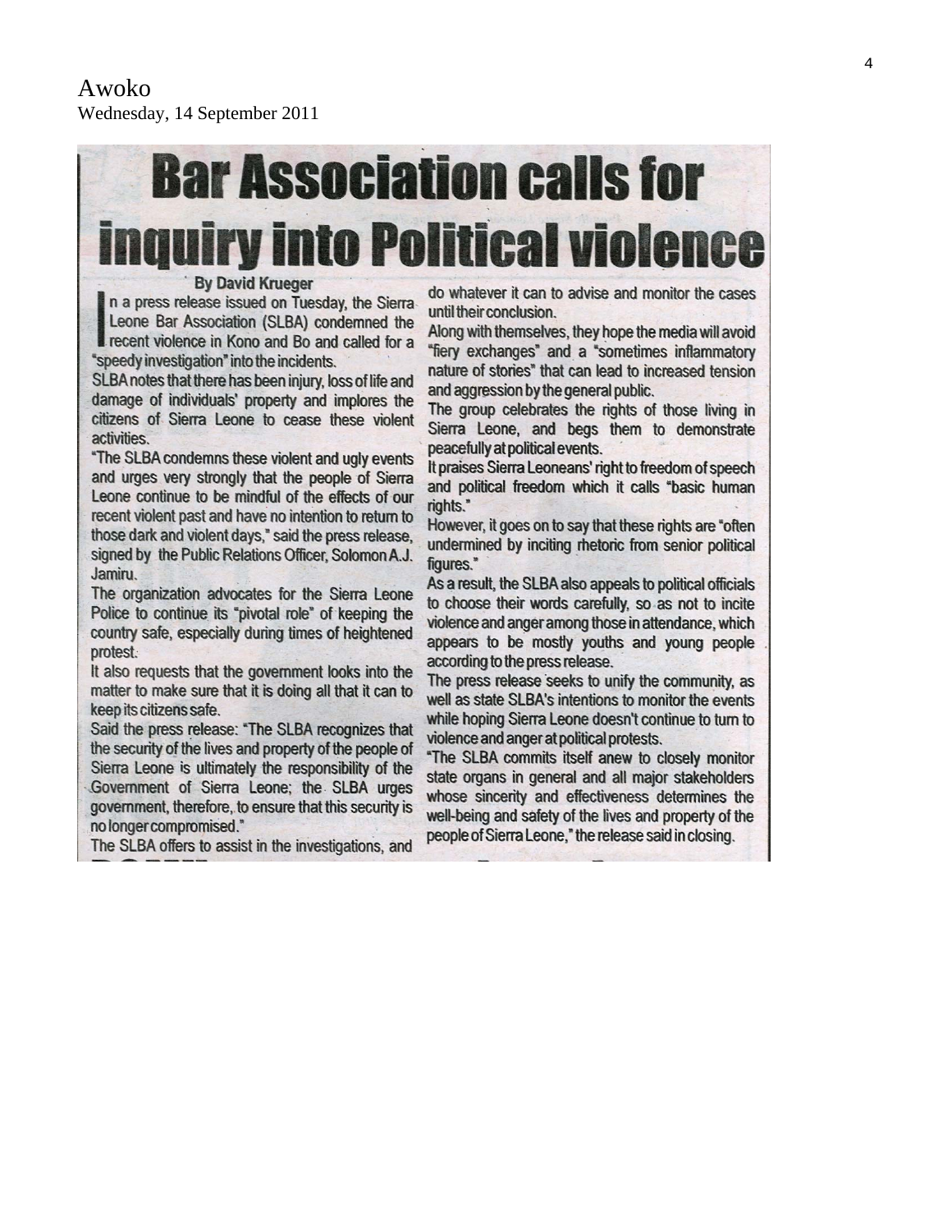Awoko
Wednesday, 14 September 2011

# Bar Association calls for inquiry into Political violence

**By David Krueger**

In a press release issued on Tuesday, the Sierra Leone Bar Association (SLBA) condemned the recent violence in Kono and Bo and called for a "speedy investigation" into the incidents.

SLBA notes that there has been injury, loss of life and damage of individuals' property and implores the citizens of Sierra Leone to cease these violent activities.

"The SLBA condemns these violent and ugly events and urges very strongly that the people of Sierra Leone continue to be mindful of the effects of our recent violent past and have no intention to return to those dark and violent days," said the press release, signed by the Public Relations Officer, Solomon A.J. Jamiru.

The organization advocates for the Sierra Leone Police to continue its "pivotal role" of keeping the country safe, especially during times of heightened protest.

It also requests that the government looks into the matter to make sure that it is doing all that it can to keep its citizens safe.

Said the press release: "The SLBA recognizes that the security of the lives and property of the people of Sierra Leone is ultimately the responsibility of the Government of Sierra Leone; the SLBA urges government, therefore, to ensure that this security is no longer compromised."

The SLBA offers to assist in the investigations, and do whatever it can to advise and monitor the cases until their conclusion.

Along with themselves, they hope the media will avoid "fiery exchanges" and a "sometimes inflammatory nature of stories" that can lead to increased tension and aggression by the general public.

The group celebrates the rights of those living in Sierra Leone, and begs them to demonstrate peacefully at political events.

It praises Sierra Leoneans' right to freedom of speech and political freedom which it calls "basic human rights."

However, it goes on to say that these rights are "often undermined by inciting rhetoric from senior political figures."

As a result, the SLBA also appeals to political officials to choose their words carefully, so as not to incite violence and anger among those in attendance, which appears to be mostly youths and young people according to the press release.

The press release seeks to unify the community, as well as state SLBA's intentions to monitor the events while hoping Sierra Leone doesn't continue to turn to violence and anger at political protests.

"The SLBA commits itself anew to closely monitor state organs in general and all major stakeholders whose sincerity and effectiveness determines the well-being and safety of the lives and property of the people of Sierra Leone," the release said in closing.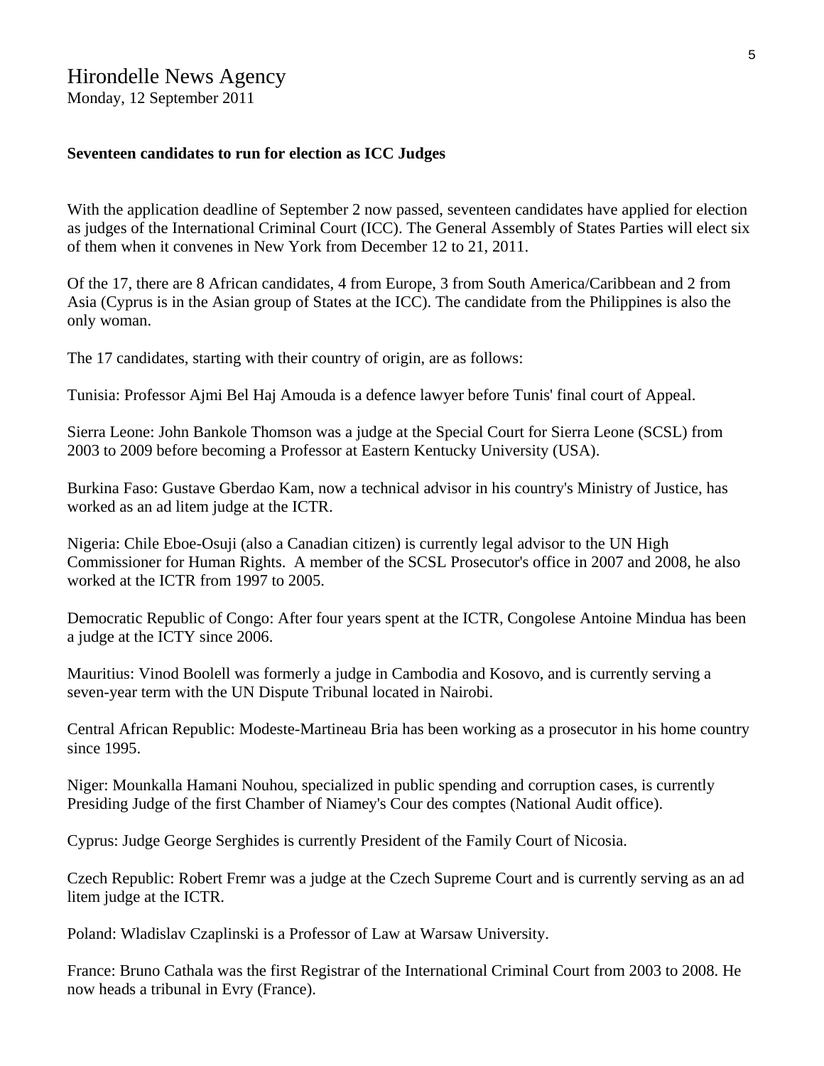Hirondelle News Agency
Monday, 12 September 2011

**Seventeen candidates to run for election as ICC Judges**

With the application deadline of September 2 now passed, seventeen candidates have applied for election as judges of the International Criminal Court (ICC). The General Assembly of States Parties will elect six of them when it convenes in New York from December 12 to 21, 2011.

Of the 17, there are 8 African candidates, 4 from Europe, 3 from South America/Caribbean and 2 from Asia (Cyprus is in the Asian group of States at the ICC). The candidate from the Philippines is also the only woman.

The 17 candidates, starting with their country of origin, are as follows:

Tunisia: Professor Ajmi Bel Haj Amouda is a defence lawyer before Tunis' final court of Appeal.

Sierra Leone: John Bankole Thomson was a judge at the Special Court for Sierra Leone (SCSL) from 2003 to 2009 before becoming a Professor at Eastern Kentucky University (USA).

Burkina Faso: Gustave Gberdao Kam, now a technical advisor in his country's Ministry of Justice, has worked as an ad litem judge at the ICTR.

Nigeria: Chile Eboe-Osuji (also a Canadian citizen) is currently legal advisor to the UN High Commissioner for Human Rights. A member of the SCSL Prosecutor's office in 2007 and 2008, he also worked at the ICTR from 1997 to 2005.

Democratic Republic of Congo: After four years spent at the ICTR, Congolese Antoine Mindua has been a judge at the ICTY since 2006.

Mauritius: Vinod Boolell was formerly a judge in Cambodia and Kosovo, and is currently serving a seven-year term with the UN Dispute Tribunal located in Nairobi.

Central African Republic: Modeste-Martineau Bria has been working as a prosecutor in his home country since 1995.

Niger: Mounkalla Hamani Nouhou, specialized in public spending and corruption cases, is currently Presiding Judge of the first Chamber of Niamey's Cour des comptes (National Audit office).

Cyprus: Judge George Serghides is currently President of the Family Court of Nicosia.

Czech Republic: Robert Fremr was a judge at the Czech Supreme Court and is currently serving as an ad litem judge at the ICTR.

Poland: Wladislav Czaplinski is a Professor of Law at Warsaw University.

France: Bruno Cathala was the first Registrar of the International Criminal Court from 2003 to 2008. He now heads a tribunal in Evry (France).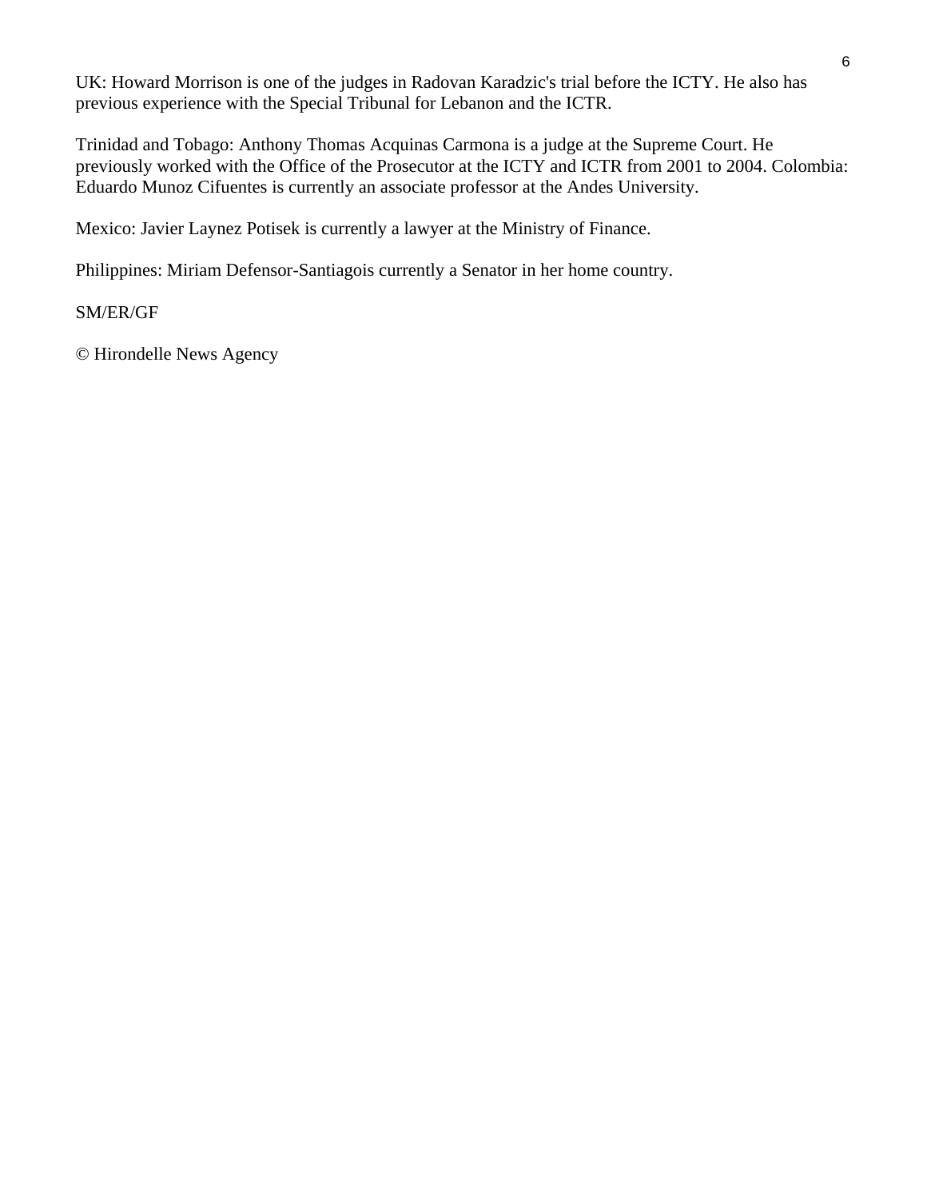UK: Howard Morrison is one of the judges in Radovan Karadzic's trial before the ICTY. He also has previous experience with the Special Tribunal for Lebanon and the ICTR.

Trinidad and Tobago: Anthony Thomas Acquinas Carmona is a judge at the Supreme Court. He previously worked with the Office of the Prosecutor at the ICTY and ICTR from 2001 to 2004. Colombia: Eduardo Munoz Cifuentes is currently an associate professor at the Andes University.

Mexico: Javier Laynez Potisek is currently a lawyer at the Ministry of Finance.

Philippines: Miriam Defensor-Santiagois currently a Senator in her home country.

SM/ER/GF

© Hirondelle News Agency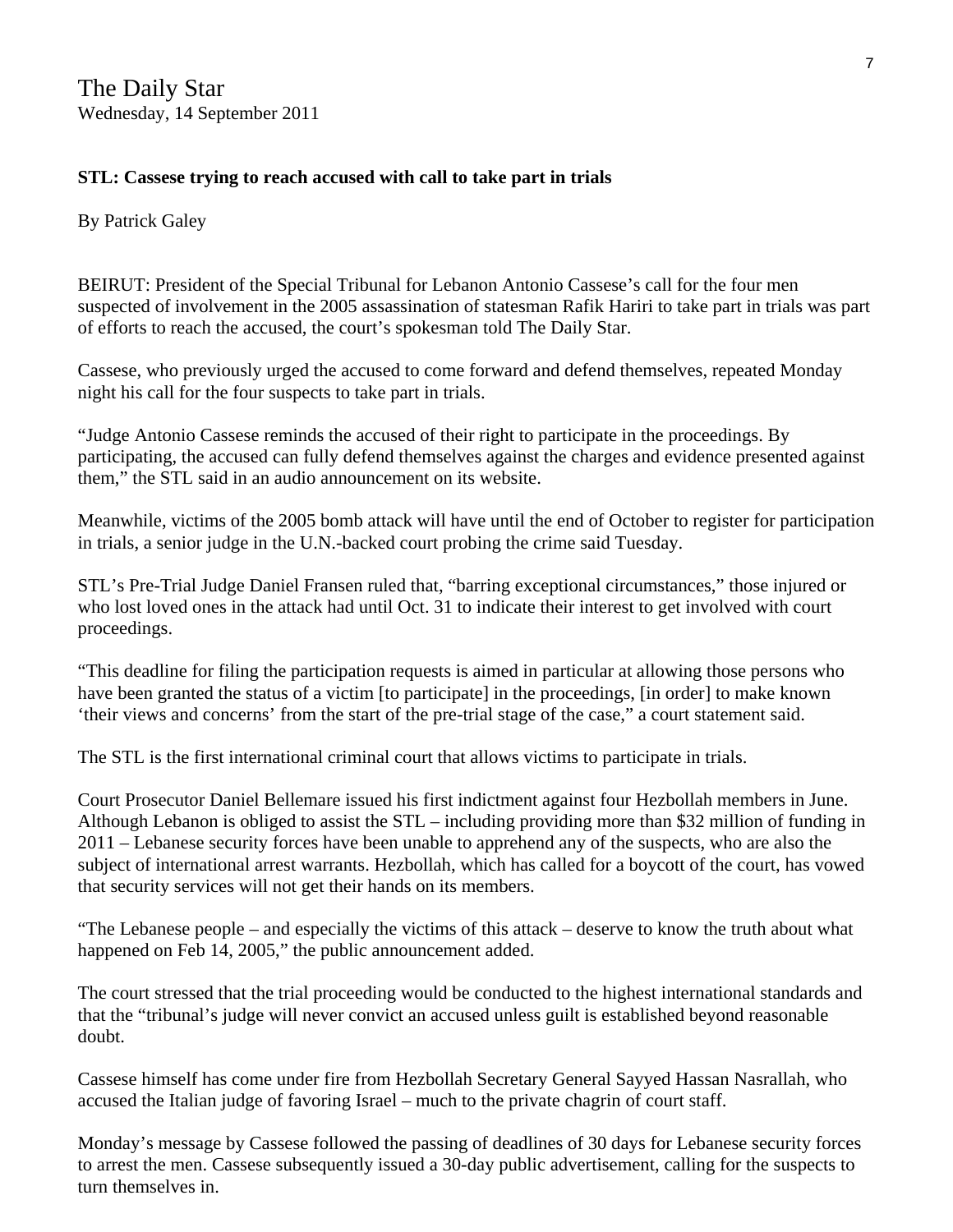The Daily Star
Wednesday, 14 September 2011

**STL: Cassese trying to reach accused with call to take part in trials**

By Patrick Galey

BEIRUT: President of the Special Tribunal for Lebanon Antonio Cassese's call for the four men suspected of involvement in the 2005 assassination of statesman Rafik Hariri to take part in trials was part of efforts to reach the accused, the court's spokesman told The Daily Star.

Cassese, who previously urged the accused to come forward and defend themselves, repeated Monday night his call for the four suspects to take part in trials.

"Judge Antonio Cassese reminds the accused of their right to participate in the proceedings. By participating, the accused can fully defend themselves against the charges and evidence presented against them," the STL said in an audio announcement on its website.

Meanwhile, victims of the 2005 bomb attack will have until the end of October to register for participation in trials, a senior judge in the U.N.-backed court probing the crime said Tuesday.

STL's Pre-Trial Judge Daniel Fransen ruled that, "barring exceptional circumstances," those injured or who lost loved ones in the attack had until Oct. 31 to indicate their interest to get involved with court proceedings.

"This deadline for filing the participation requests is aimed in particular at allowing those persons who have been granted the status of a victim [to participate] in the proceedings, [in order] to make known 'their views and concerns' from the start of the pre-trial stage of the case," a court statement said.

The STL is the first international criminal court that allows victims to participate in trials.

Court Prosecutor Daniel Bellemare issued his first indictment against four Hezbollah members in June. Although Lebanon is obliged to assist the STL – including providing more than $32 million of funding in 2011 – Lebanese security forces have been unable to apprehend any of the suspects, who are also the subject of international arrest warrants. Hezbollah, which has called for a boycott of the court, has vowed that security services will not get their hands on its members.

"The Lebanese people – and especially the victims of this attack – deserve to know the truth about what happened on Feb 14, 2005," the public announcement added.

The court stressed that the trial proceeding would be conducted to the highest international standards and that the "tribunal's judge will never convict an accused unless guilt is established beyond reasonable doubt.

Cassese himself has come under fire from Hezbollah Secretary General Sayyed Hassan Nasrallah, who accused the Italian judge of favoring Israel – much to the private chagrin of court staff.

Monday's message by Cassese followed the passing of deadlines of 30 days for Lebanese security forces to arrest the men. Cassese subsequently issued a 30-day public advertisement, calling for the suspects to turn themselves in.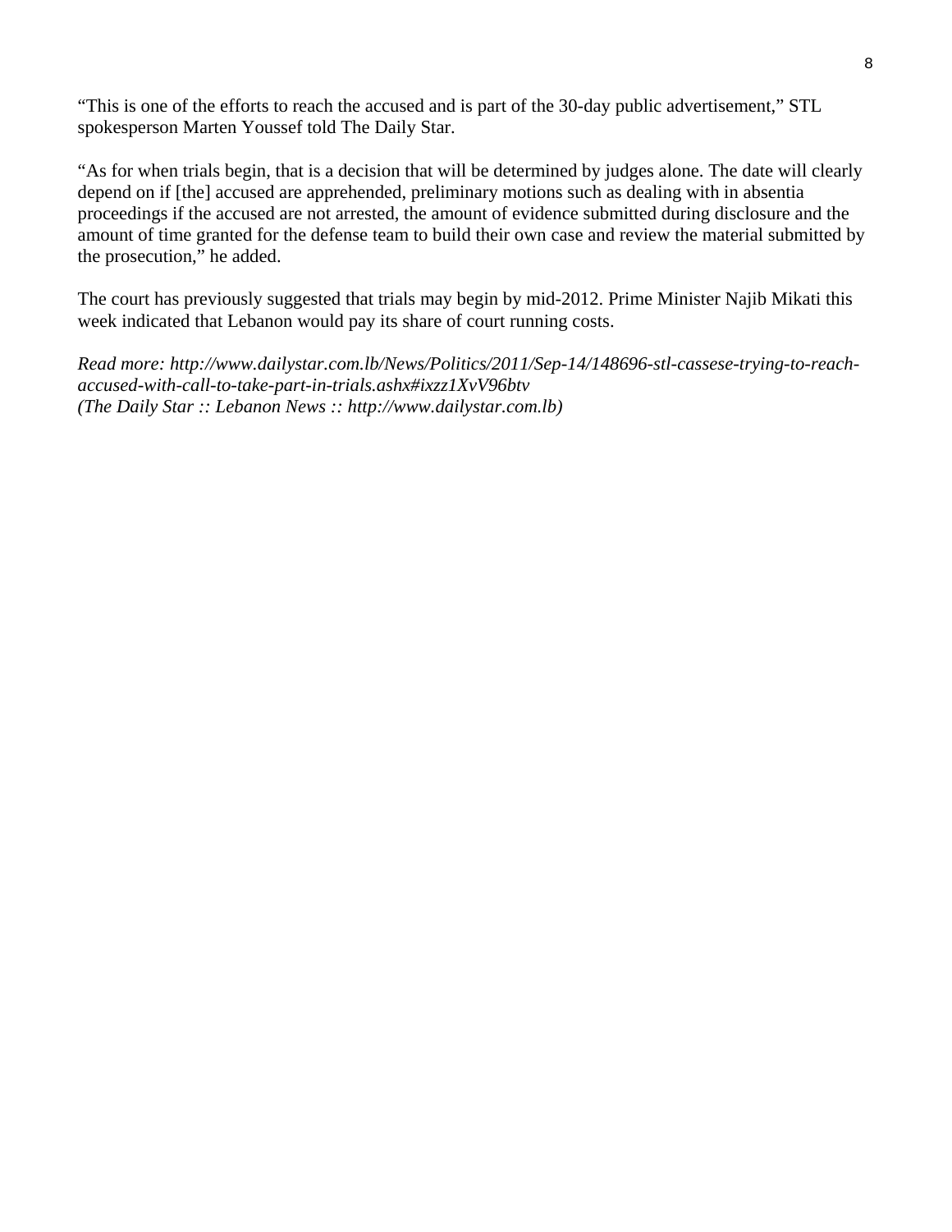"This is one of the efforts to reach the accused and is part of the 30-day public advertisement," STL spokesperson Marten Youssef told The Daily Star.

"As for when trials begin, that is a decision that will be determined by judges alone. The date will clearly depend on if [the] accused are apprehended, preliminary motions such as dealing with in absentia proceedings if the accused are not arrested, the amount of evidence submitted during disclosure and the amount of time granted for the defense team to build their own case and review the material submitted by the prosecution," he added.

The court has previously suggested that trials may begin by mid-2012. Prime Minister Najib Mikati this week indicated that Lebanon would pay its share of court running costs.

*Read more: http://www.dailystar.com.lb/News/Politics/2011/Sep-14/148696-stl-cassese-trying-to-reach-accused-with-call-to-take-part-in-trials.ashx#ixzz1XvV96btv*
*(The Daily Star :: Lebanon News :: http://www.dailystar.com.lb)*